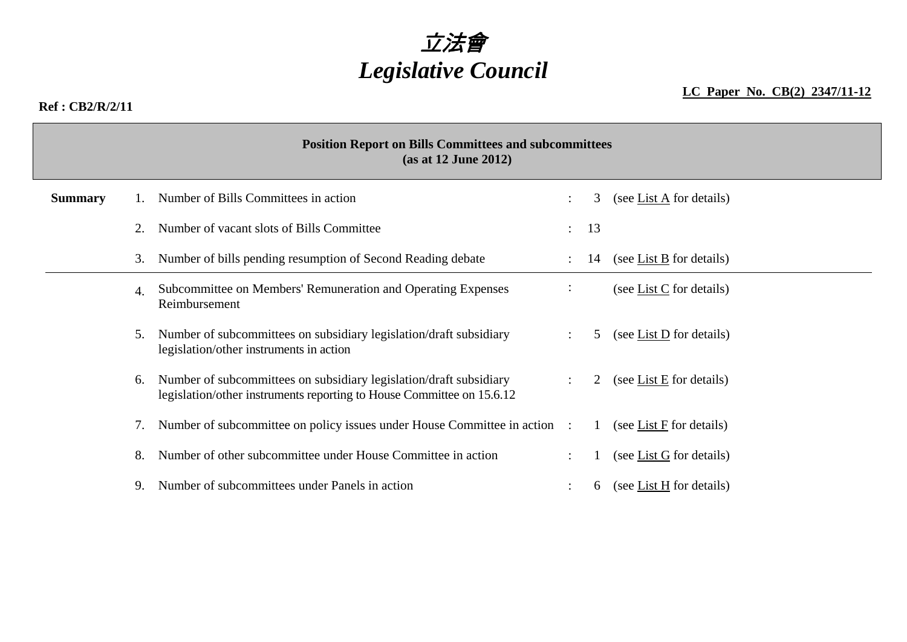# *立法會*
# *Legislative Council*

**LC Paper No. CB(2) 2347/11-12**

**Ref : CB2/R/2/11**

**Position Report on Bills Committees and subcommittees**
**(as at 12 June 2012)**

| | | | | | |
|---|---|---|---|---|---|
| **Summary** | 1. | Number of Bills Committees in action | : | 3 | (see List A for details) |
| | 2. | Number of vacant slots of Bills Committee | : | 13 | |
| | 3. | Number of bills pending resumption of Second Reading debate | : | 14 | (see List B for details) |
| | 4. | Subcommittee on Members' Remuneration and Operating Expenses Reimbursement | : | | (see List C for details) |
| | 5. | Number of subcommittees on subsidiary legislation/draft subsidiary legislation/other instruments in action | : | 5 | (see List D for details) |
| | 6. | Number of subcommittees on subsidiary legislation/draft subsidiary legislation/other instruments reporting to House Committee on 15.6.12 | : | 2 | (see List E for details) |
| | 7. | Number of subcommittee on policy issues under House Committee in action | : | 1 | (see List F for details) |
| | 8. | Number of other subcommittee under House Committee in action | : | 1 | (see List G for details) |
| | 9. | Number of subcommittees under Panels in action | : | 6 | (see List H for details) |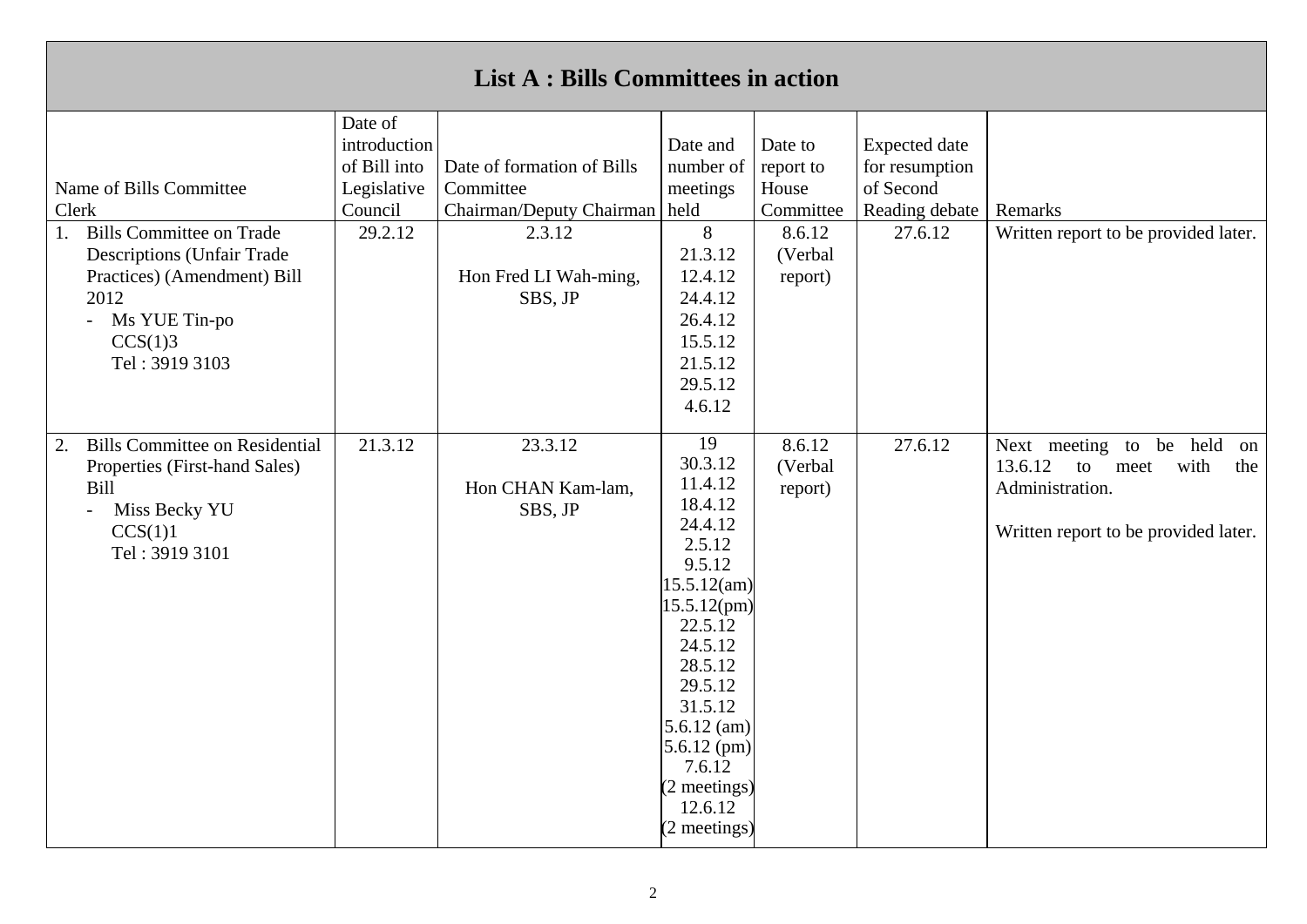# List A : Bills Committees in action

| Name of Bills Committee<br>Clerk | Date of introduction of Bill into Legislative Council | Date of formation of Bills Committee<br>Chairman/Deputy Chairman | Date and number of meetings held | Date to report to House Committee | Expected date for resumption of Second Reading debate | Remarks |
|---|---|---|---|---|---|---|
| 1. Bills Committee on Trade Descriptions (Unfair Trade Practices) (Amendment) Bill 2012<br>- Ms YUE Tin-po<br>CCS(1)3<br>Tel : 3919 3103 | 29.2.12 | 2.3.12<br><br>Hon Fred LI Wah-ming, SBS, JP | 8<br>21.3.12<br>12.4.12<br>24.4.12<br>26.4.12<br>15.5.12<br>21.5.12<br>29.5.12<br>4.6.12 | 8.6.12<br>(Verbal report) | 27.6.12 | Written report to be provided later. |
| 2. Bills Committee on Residential Properties (First-hand Sales) Bill<br>- Miss Becky YU<br>CCS(1)1<br>Tel : 3919 3101 | 21.3.12 | 23.3.12<br><br>Hon CHAN Kam-lam, SBS, JP | 19<br>30.3.12<br>11.4.12<br>18.4.12<br>24.4.12<br>2.5.12<br>9.5.12<br>15.5.12(am)<br>15.5.12(pm)<br>22.5.12<br>24.5.12<br>28.5.12<br>29.5.12<br>31.5.12<br>5.6.12 (am)<br>5.6.12 (pm)<br>7.6.12<br>(2 meetings)<br>12.6.12<br>(2 meetings) | 8.6.12<br>(Verbal report) | 27.6.12 | Next meeting to be held on 13.6.12 to meet with the Administration.<br><br>Written report to be provided later. |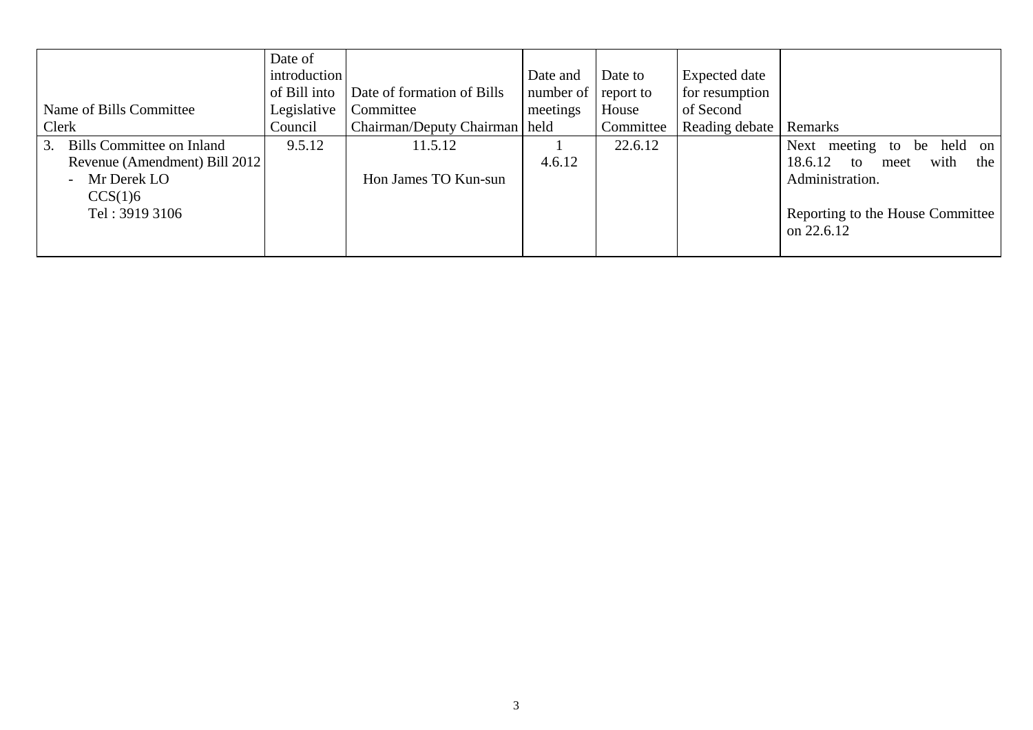| Name of Bills Committee<br>Clerk | Date of introduction of Bill into Legislative Council | Date of formation of Bills Committee<br>Chairman/Deputy Chairman | Date and number of meetings held | Date to report to House Committee | Expected date for resumption of Second Reading debate | Remarks |
|---|---|---|---|---|---|---|
| 3. Bills Committee on Inland Revenue (Amendment) Bill 2012<br>- Mr Derek LO<br>CCS(1)6<br>Tel : 3919 3106 | 9.5.12 | 11.5.12<br><br>Hon James TO Kun-sun | 1<br>4.6.12 | 22.6.12 | | Next meeting to be held on 18.6.12 to meet with the Administration.<br><br>Reporting to the House Committee on 22.6.12 |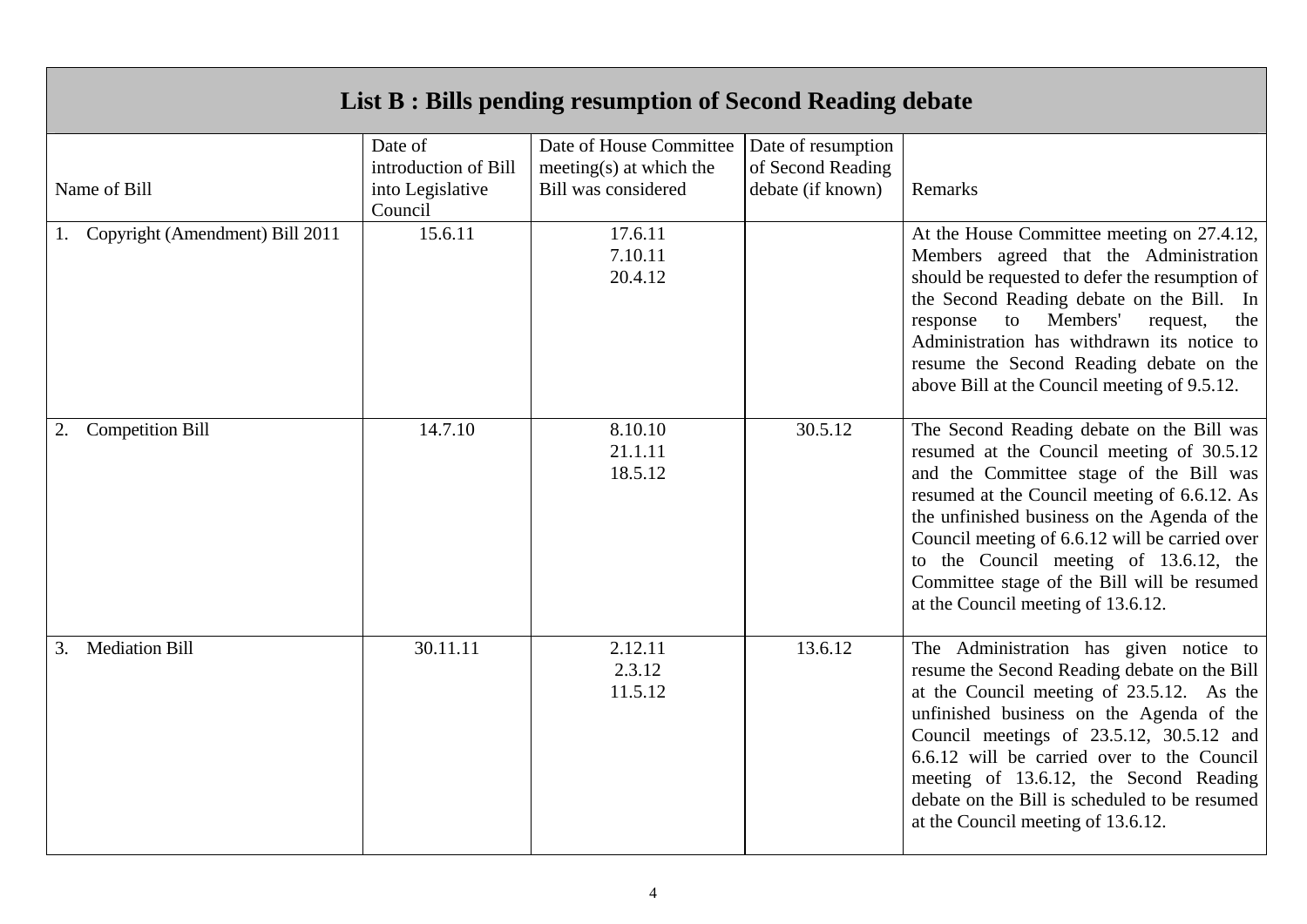| List B : Bills pending resumption of Second Reading debate | | | | |
|---|---|---|---|---|
| Name of Bill | Date of introduction of Bill into Legislative Council | Date of House Committee meeting(s) at which the Bill was considered | Date of resumption of Second Reading debate (if known) | Remarks |
| 1. Copyright (Amendment) Bill 2011 | 15.6.11 | 17.6.11<br>7.10.11<br>20.4.12 | | At the House Committee meeting on 27.4.12, Members agreed that the Administration should be requested to defer the resumption of the Second Reading debate on the Bill. In response to Members' request, the Administration has withdrawn its notice to resume the Second Reading debate on the above Bill at the Council meeting of 9.5.12. |
| 2. Competition Bill | 14.7.10 | 8.10.10<br>21.1.11<br>18.5.12 | 30.5.12 | The Second Reading debate on the Bill was resumed at the Council meeting of 30.5.12 and the Committee stage of the Bill was resumed at the Council meeting of 6.6.12. As the unfinished business on the Agenda of the Council meeting of 6.6.12 will be carried over to the Council meeting of 13.6.12, the Committee stage of the Bill will be resumed at the Council meeting of 13.6.12. |
| 3. Mediation Bill | 30.11.11 | 2.12.11<br>2.3.12<br>11.5.12 | 13.6.12 | The Administration has given notice to resume the Second Reading debate on the Bill at the Council meeting of 23.5.12. As the unfinished business on the Agenda of the Council meetings of 23.5.12, 30.5.12 and 6.6.12 will be carried over to the Council meeting of 13.6.12, the Second Reading debate on the Bill is scheduled to be resumed at the Council meeting of 13.6.12. |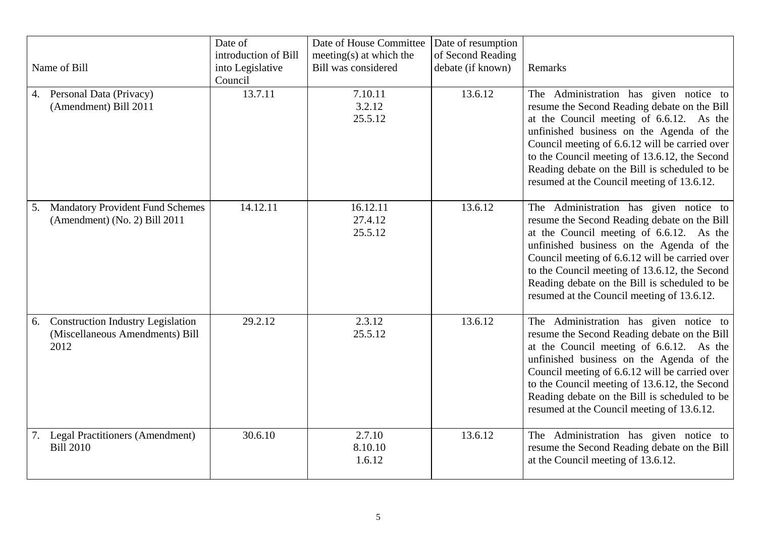| Name of Bill | Date of introduction of Bill into Legislative Council | Date of House Committee meeting(s) at which the Bill was considered | Date of resumption of Second Reading debate (if known) | Remarks |
|---|---|---|---|---|
| 4. Personal Data (Privacy) (Amendment) Bill 2011 | 13.7.11 | 7.10.11<br>3.2.12<br>25.5.12 | 13.6.12 | The Administration has given notice to resume the Second Reading debate on the Bill at the Council meeting of 6.6.12. As the unfinished business on the Agenda of the Council meeting of 6.6.12 will be carried over to the Council meeting of 13.6.12, the Second Reading debate on the Bill is scheduled to be resumed at the Council meeting of 13.6.12. |
| 5. Mandatory Provident Fund Schemes (Amendment) (No. 2) Bill 2011 | 14.12.11 | 16.12.11<br>27.4.12<br>25.5.12 | 13.6.12 | The Administration has given notice to resume the Second Reading debate on the Bill at the Council meeting of 6.6.12. As the unfinished business on the Agenda of the Council meeting of 6.6.12 will be carried over to the Council meeting of 13.6.12, the Second Reading debate on the Bill is scheduled to be resumed at the Council meeting of 13.6.12. |
| 6. Construction Industry Legislation (Miscellaneous Amendments) Bill 2012 | 29.2.12 | 2.3.12<br>25.5.12 | 13.6.12 | The Administration has given notice to resume the Second Reading debate on the Bill at the Council meeting of 6.6.12. As the unfinished business on the Agenda of the Council meeting of 6.6.12 will be carried over to the Council meeting of 13.6.12, the Second Reading debate on the Bill is scheduled to be resumed at the Council meeting of 13.6.12. |
| 7. Legal Practitioners (Amendment) Bill 2010 | 30.6.10 | 2.7.10<br>8.10.10<br>1.6.12 | 13.6.12 | The Administration has given notice to resume the Second Reading debate on the Bill at the Council meeting of 13.6.12. |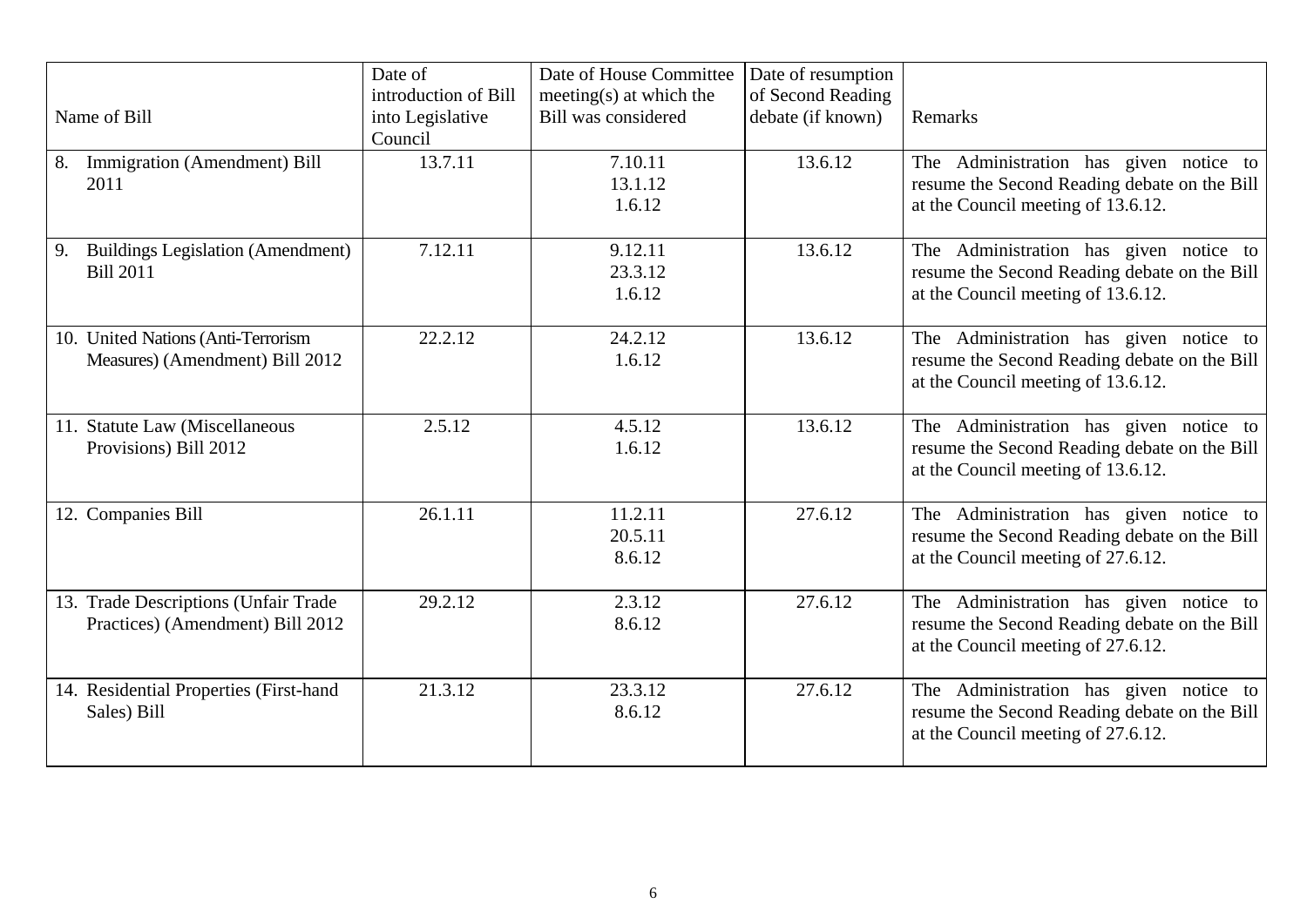| Name of Bill | Date of introduction of Bill into Legislative Council | Date of House Committee meeting(s) at which the Bill was considered | Date of resumption of Second Reading debate (if known) | Remarks |
|---|---|---|---|---|
| 8. Immigration (Amendment) Bill 2011 | 13.7.11 | 7.10.11<br>13.1.12<br>1.6.12 | 13.6.12 | The Administration has given notice to resume the Second Reading debate on the Bill at the Council meeting of 13.6.12. |
| 9. Buildings Legislation (Amendment) Bill 2011 | 7.12.11 | 9.12.11<br>23.3.12<br>1.6.12 | 13.6.12 | The Administration has given notice to resume the Second Reading debate on the Bill at the Council meeting of 13.6.12. |
| 10. United Nations (Anti-Terrorism Measures) (Amendment) Bill 2012 | 22.2.12 | 24.2.12<br>1.6.12 | 13.6.12 | The Administration has given notice to resume the Second Reading debate on the Bill at the Council meeting of 13.6.12. |
| 11. Statute Law (Miscellaneous Provisions) Bill 2012 | 2.5.12 | 4.5.12<br>1.6.12 | 13.6.12 | The Administration has given notice to resume the Second Reading debate on the Bill at the Council meeting of 13.6.12. |
| 12. Companies Bill | 26.1.11 | 11.2.11<br>20.5.11<br>8.6.12 | 27.6.12 | The Administration has given notice to resume the Second Reading debate on the Bill at the Council meeting of 27.6.12. |
| 13. Trade Descriptions (Unfair Trade Practices) (Amendment) Bill 2012 | 29.2.12 | 2.3.12<br>8.6.12 | 27.6.12 | The Administration has given notice to resume the Second Reading debate on the Bill at the Council meeting of 27.6.12. |
| 14. Residential Properties (First-hand Sales) Bill | 21.3.12 | 23.3.12<br>8.6.12 | 27.6.12 | The Administration has given notice to resume the Second Reading debate on the Bill at the Council meeting of 27.6.12. |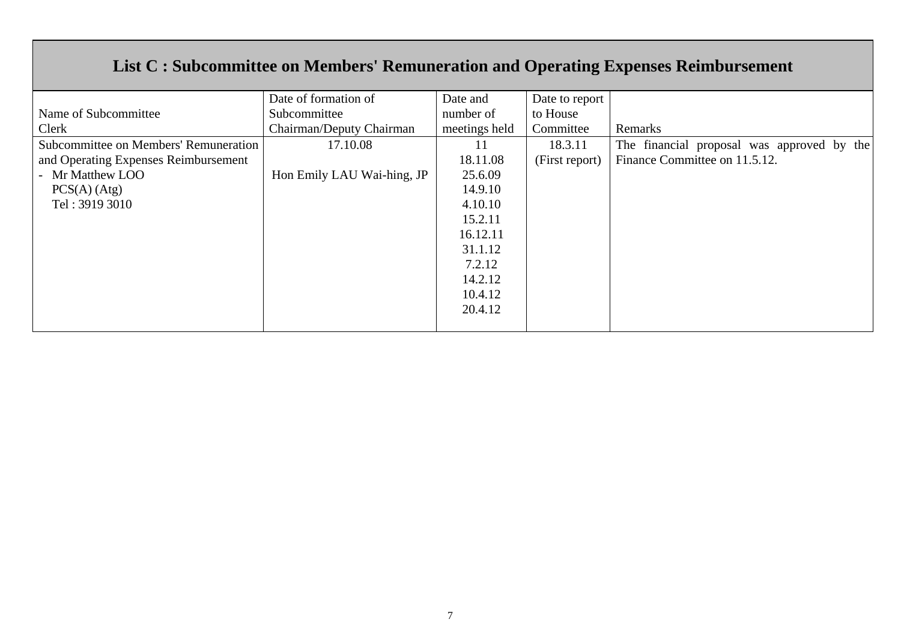## List C : Subcommittee on Members' Remuneration and Operating Expenses Reimbursement

| Name of Subcommittee<br>Clerk | Date of formation of Subcommittee<br>Chairman/Deputy Chairman | Date and number of meetings held | Date to report to House Committee | Remarks |
|---|---|---|---|---|
| Subcommittee on Members' Remuneration and Operating Expenses Reimbursement<br>- Mr Matthew LOO<br>PCS(A) (Atg)<br>Tel : 3919 3010 | 17.10.08<br><br>Hon Emily LAU Wai-hing, JP | 11<br>18.11.08<br>25.6.09<br>14.9.10<br>4.10.10<br>15.2.11<br>16.12.11<br>31.1.12<br>7.2.12<br>14.2.12<br>10.4.12<br>20.4.12 | 18.3.11<br>(First report) | The financial proposal was approved by the Finance Committee on 11.5.12. |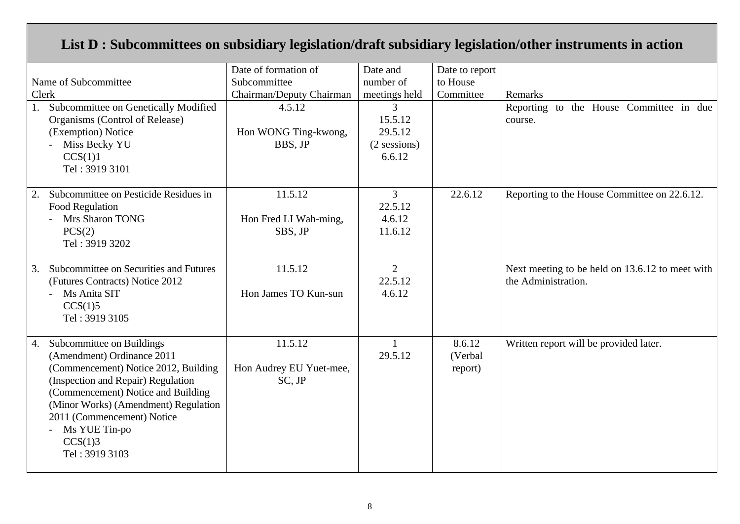# List D : Subcommittees on subsidiary legislation/draft subsidiary legislation/other instruments in action

| Name of Subcommittee<br>Clerk | Date of formation of Subcommittee<br>Chairman/Deputy Chairman | Date and number of meetings held | Date to report to House Committee | Remarks |
|---|---|---|---|---|
| 1. Subcommittee on Genetically Modified Organisms (Control of Release) (Exemption) Notice<br>- Miss Becky YU<br>CCS(1)1<br>Tel : 3919 3101 | 4.5.12<br><br>Hon WONG Ting-kwong, BBS, JP | 3<br>15.5.12<br>29.5.12<br>(2 sessions)<br>6.6.12 | | Reporting to the House Committee in due course. |
| 2. Subcommittee on Pesticide Residues in Food Regulation<br>- Mrs Sharon TONG<br>PCS(2)<br>Tel : 3919 3202 | 11.5.12<br><br>Hon Fred LI Wah-ming, SBS, JP | 3<br>22.5.12<br>4.6.12<br>11.6.12 | 22.6.12 | Reporting to the House Committee on 22.6.12. |
| 3. Subcommittee on Securities and Futures (Futures Contracts) Notice 2012<br>- Ms Anita SIT<br>CCS(1)5<br>Tel : 3919 3105 | 11.5.12<br><br>Hon James TO Kun-sun | 2<br>22.5.12<br>4.6.12 | | Next meeting to be held on 13.6.12 to meet with the Administration. |
| 4. Subcommittee on Buildings (Amendment) Ordinance 2011 (Commencement) Notice 2012, Building (Inspection and Repair) Regulation (Commencement) Notice and Building (Minor Works) (Amendment) Regulation 2011 (Commencement) Notice<br>- Ms YUE Tin-po<br>CCS(1)3<br>Tel : 3919 3103 | 11.5.12<br><br>Hon Audrey EU Yuet-mee, SC, JP | 1<br>29.5.12 | 8.6.12<br>(Verbal report) | Written report will be provided later. |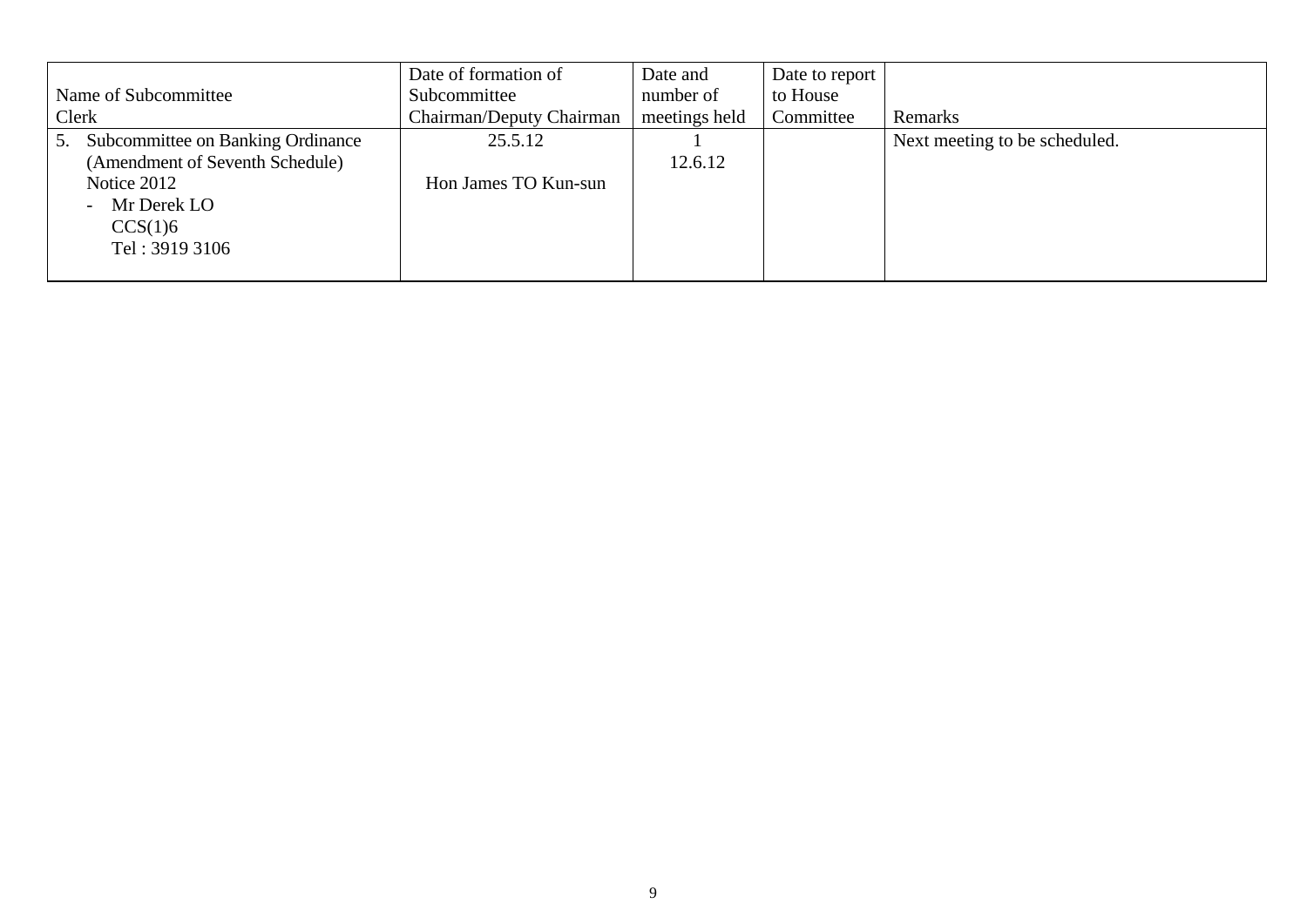| Name of Subcommittee<br>Clerk | Date of formation of Subcommittee<br>Chairman/Deputy Chairman | Date and number of meetings held | Date to report to House Committee | Remarks |
|---|---|---|---|---|
| 5. Subcommittee on Banking Ordinance (Amendment of Seventh Schedule) Notice 2012<br>- Mr Derek LO<br>CCS(1)6<br>Tel : 3919 3106 | 25.5.12<br><br>Hon James TO Kun-sun | 1<br>12.6.12 | | Next meeting to be scheduled. |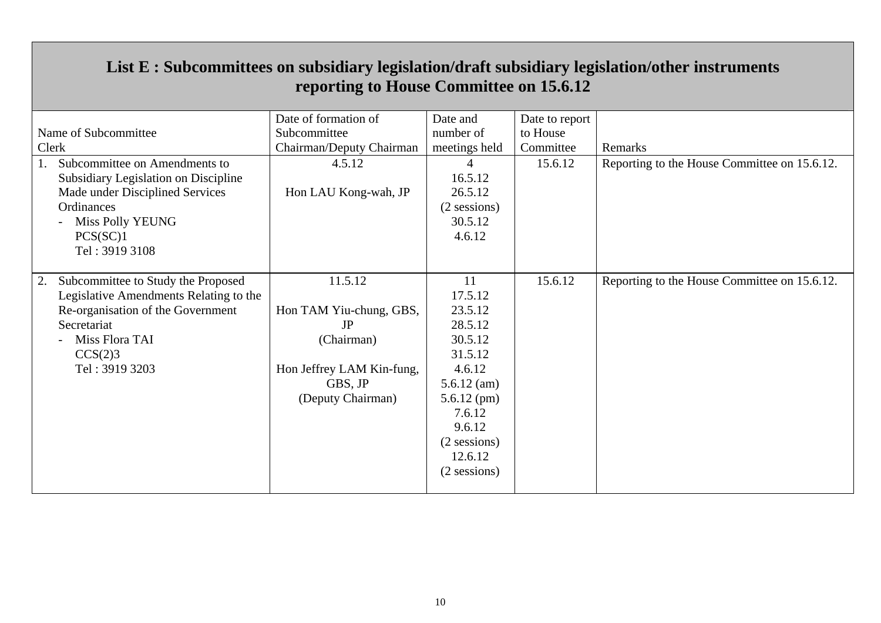## List E : Subcommittees on subsidiary legislation/draft subsidiary legislation/other instruments reporting to House Committee on 15.6.12

| Name of Subcommittee<br>Clerk | Date of formation of Subcommittee<br>Chairman/Deputy Chairman | Date and number of meetings held | Date to report to House Committee | Remarks |
|---|---|---|---|---|
| 1. Subcommittee on Amendments to Subsidiary Legislation on Discipline Made under Disciplined Services Ordinances<br>- Miss Polly YEUNG<br>PCS(SC)1<br>Tel : 3919 3108 | 4.5.12<br><br>Hon LAU Kong-wah, JP | 4<br>16.5.12<br>26.5.12<br>(2 sessions)<br>30.5.12<br>4.6.12 | 15.6.12 | Reporting to the House Committee on 15.6.12. |
| 2. Subcommittee to Study the Proposed Legislative Amendments Relating to the Re-organisation of the Government Secretariat<br>- Miss Flora TAI<br>CCS(2)3<br>Tel : 3919 3203 | 11.5.12<br><br>Hon TAM Yiu-chung, GBS, JP<br>(Chairman)<br><br>Hon Jeffrey LAM Kin-fung, GBS, JP<br>(Deputy Chairman) | 11<br>17.5.12<br>23.5.12<br>28.5.12<br>30.5.12<br>31.5.12<br>4.6.12<br>5.6.12 (am)<br>5.6.12 (pm)<br>7.6.12<br>9.6.12<br>(2 sessions)<br>12.6.12<br>(2 sessions) | 15.6.12 | Reporting to the House Committee on 15.6.12. |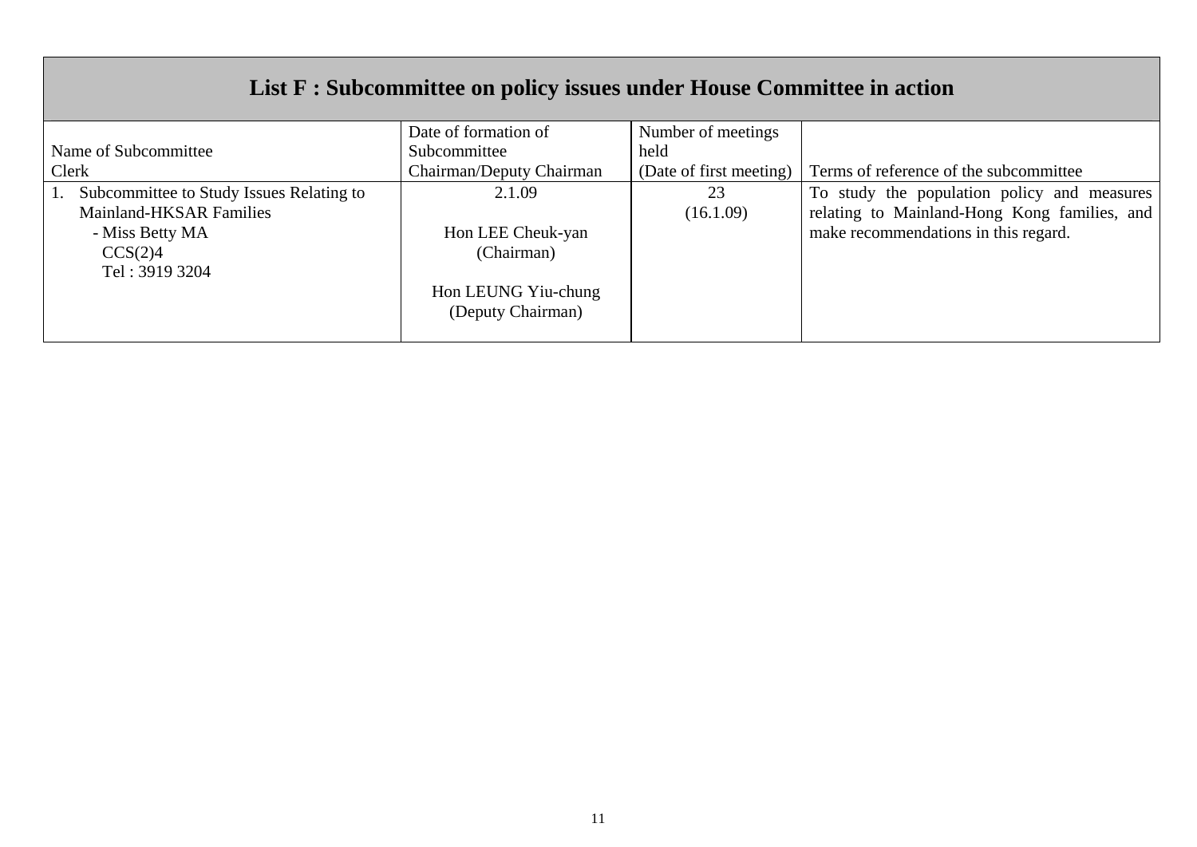## List F : Subcommittee on policy issues under House Committee in action

| Name of Subcommittee<br>Clerk | Date of formation of Subcommittee<br>Chairman/Deputy Chairman | Number of meetings held<br>(Date of first meeting) | Terms of reference of the subcommittee |
|---|---|---|---|
| 1. Subcommittee to Study Issues Relating to Mainland-HKSAR Families<br>- Miss Betty MA<br>CCS(2)4<br>Tel : 3919 3204 | 2.1.09<br><br>Hon LEE Cheuk-yan<br>(Chairman)<br><br>Hon LEUNG Yiu-chung<br>(Deputy Chairman) | 23<br>(16.1.09) | To study the population policy and measures relating to Mainland-Hong Kong families, and make recommendations in this regard. |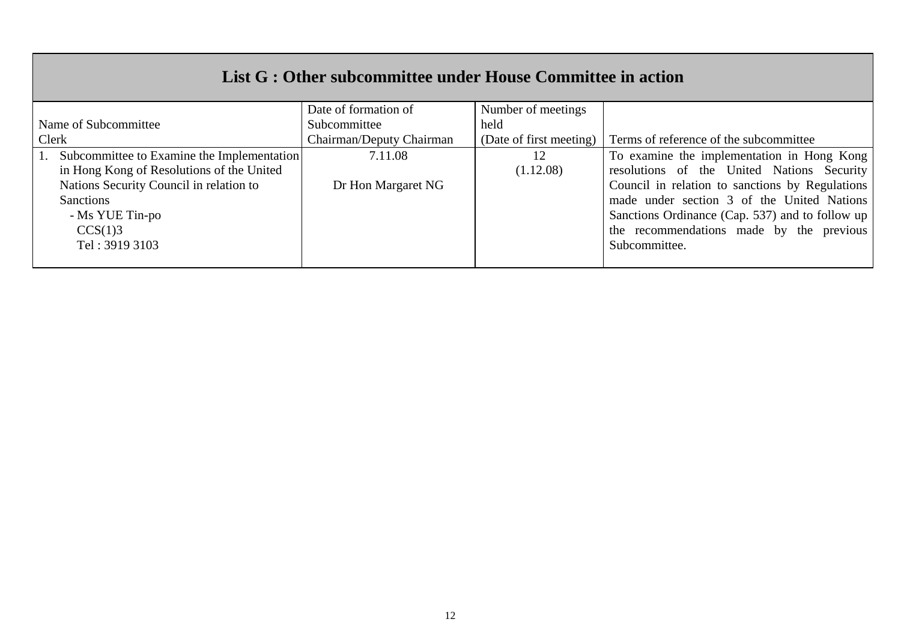## List G : Other subcommittee under House Committee in action

| Name of Subcommittee<br>Clerk | Date of formation of Subcommittee<br>Chairman/Deputy Chairman | Number of meetings held<br>(Date of first meeting) | Terms of reference of the subcommittee |
|---|---|---|---|
| 1. Subcommittee to Examine the Implementation in Hong Kong of Resolutions of the United Nations Security Council in relation to Sanctions<br>- Ms YUE Tin-po<br>CCS(1)3<br>Tel : 3919 3103 | 7.11.08<br><br>Dr Hon Margaret NG | 12<br>(1.12.08) | To examine the implementation in Hong Kong resolutions of the United Nations Security Council in relation to sanctions by Regulations made under section 3 of the United Nations Sanctions Ordinance (Cap. 537) and to follow up the recommendations made by the previous Subcommittee. |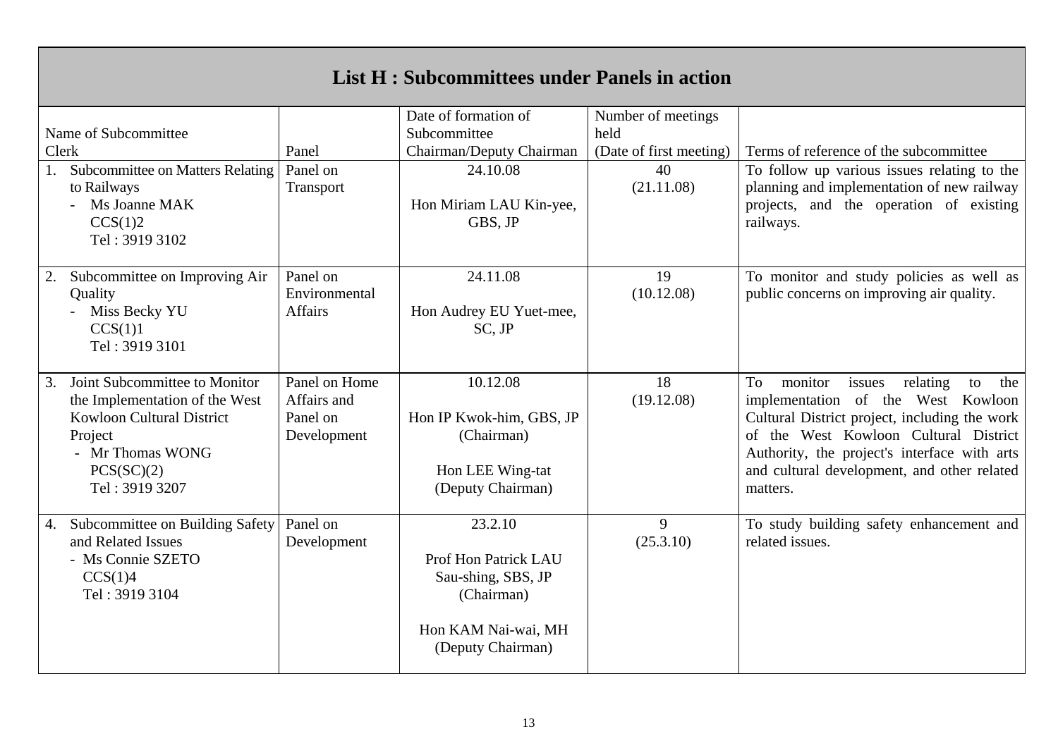## List H : Subcommittees under Panels in action

| Name of Subcommittee<br>Clerk | Panel | Date of formation of Subcommittee<br>Chairman/Deputy Chairman | Number of meetings held<br>(Date of first meeting) | Terms of reference of the subcommittee |
|---|---|---|---|---|
| 1. Subcommittee on Matters Relating to Railways<br>- Ms Joanne MAK<br>CCS(1)2<br>Tel : 3919 3102 | Panel on Transport | 24.10.08<br><br>Hon Miriam LAU Kin-yee, GBS, JP | 40<br>(21.11.08) | To follow up various issues relating to the planning and implementation of new railway projects, and the operation of existing railways. |
| 2. Subcommittee on Improving Air Quality<br>- Miss Becky YU<br>CCS(1)1<br>Tel : 3919 3101 | Panel on Environmental Affairs | 24.11.08<br><br>Hon Audrey EU Yuet-mee, SC, JP | 19<br>(10.12.08) | To monitor and study policies as well as public concerns on improving air quality. |
| 3. Joint Subcommittee to Monitor the Implementation of the West Kowloon Cultural District Project<br>- Mr Thomas WONG<br>PCS(SC)(2)<br>Tel : 3919 3207 | Panel on Home Affairs and Panel on Development | 10.12.08<br><br>Hon IP Kwok-him, GBS, JP (Chairman)<br><br>Hon LEE Wing-tat (Deputy Chairman) | 18<br>(19.12.08) | To monitor issues relating to the implementation of the West Kowloon Cultural District project, including the work of the West Kowloon Cultural District Authority, the project's interface with arts and cultural development, and other related matters. |
| 4. Subcommittee on Building Safety and Related Issues<br>- Ms Connie SZETO<br>CCS(1)4<br>Tel : 3919 3104 | Panel on Development | 23.2.10<br><br>Prof Hon Patrick LAU Sau-shing, SBS, JP (Chairman)<br><br>Hon KAM Nai-wai, MH (Deputy Chairman) | 9<br>(25.3.10) | To study building safety enhancement and related issues. |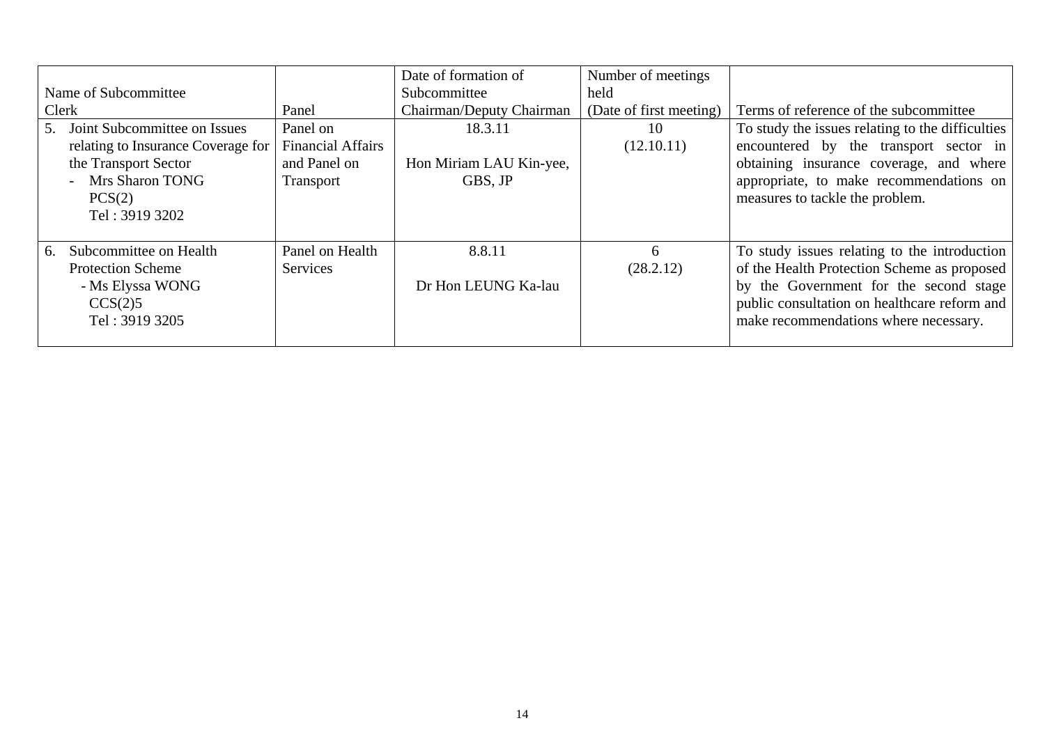| Name of Subcommittee<br>Clerk | Panel | Date of formation of Subcommittee<br>Chairman/Deputy Chairman | Number of meetings held<br>(Date of first meeting) | Terms of reference of the subcommittee |
|---|---|---|---|---|
| 5. Joint Subcommittee on Issues relating to Insurance Coverage for the Transport Sector<br>- Mrs Sharon TONG<br>PCS(2)<br>Tel : 3919 3202 | Panel on Financial Affairs and Panel on Transport | 18.3.11<br><br>Hon Miriam LAU Kin-yee, GBS, JP | 10<br>(12.10.11) | To study the issues relating to the difficulties encountered by the transport sector in obtaining insurance coverage, and where appropriate, to make recommendations on measures to tackle the problem. |
| 6. Subcommittee on Health Protection Scheme<br>- Ms Elyssa WONG<br>CCS(2)5<br>Tel : 3919 3205 | Panel on Health Services | 8.8.11<br><br>Dr Hon LEUNG Ka-lau | 6<br>(28.2.12) | To study issues relating to the introduction of the Health Protection Scheme as proposed by the Government for the second stage public consultation on healthcare reform and make recommendations where necessary. |